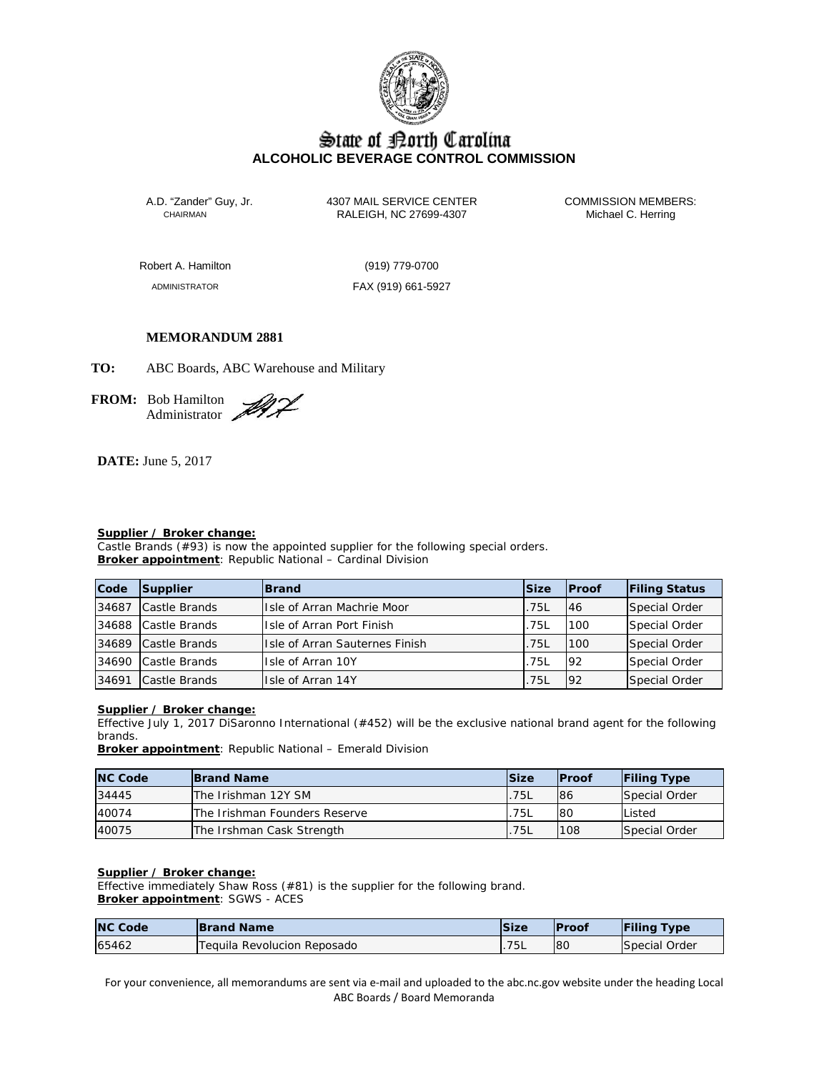# State of North Carolina
## ALCOHOLIC BEVERAGE CONTROL COMMISSION

A.D. "Zander" Guy, Jr.
CHAIRMAN

4307 MAIL SERVICE CENTER
RALEIGH, NC 27699-4307

COMMISSION MEMBERS:
Michael C. Herring

Robert A. Hamilton
ADMINISTRATOR

(919) 779-0700
FAX (919) 661-5927

**MEMORANDUM 2881**

**TO:** ABC Boards, ABC Warehouse and Military

**FROM:** Bob Hamilton
Administrator

**DATE:** June 5, 2017

**Supplier / Broker change:**
Castle Brands (#93) is now the appointed supplier for the following special orders.
**Broker appointment**: Republic National – Cardinal Division

| Code | Supplier | Brand | Size | Proof | Filing Status |
|---|---|---|---|---|---|
| 34687 | Castle Brands | Isle of Arran Machrie Moor | .75L | 46 | Special Order |
| 34688 | Castle Brands | Isle of Arran Port Finish | .75L | 100 | Special Order |
| 34689 | Castle Brands | Isle of Arran Sauternes Finish | .75L | 100 | Special Order |
| 34690 | Castle Brands | Isle of Arran 10Y | .75L | 92 | Special Order |
| 34691 | Castle Brands | Isle of Arran 14Y | .75L | 92 | Special Order |

**Supplier / Broker change:**
Effective July 1, 2017 DiSaronno International (#452) will be the exclusive national brand agent for the following brands.
**Broker appointment**: Republic National – Emerald Division

| NC Code | Brand Name | Size | Proof | Filing Type |
|---|---|---|---|---|
| 34445 | The Irishman 12Y SM | .75L | 86 | Special Order |
| 40074 | The Irishman Founders Reserve | .75L | 80 | Listed |
| 40075 | The Irshman Cask Strength | .75L | 108 | Special Order |

**Supplier / Broker change:**
Effective immediately Shaw Ross (#81) is the supplier for the following brand.
**Broker appointment**: SGWS - ACES

| NC Code | Brand Name | Size | Proof | Filing Type |
|---|---|---|---|---|
| 65462 | Tequila Revolucion Reposado | .75L | 80 | Special Order |

For your convenience, all memorandums are sent via e-mail and uploaded to the abc.nc.gov website under the heading Local ABC Boards / Board Memoranda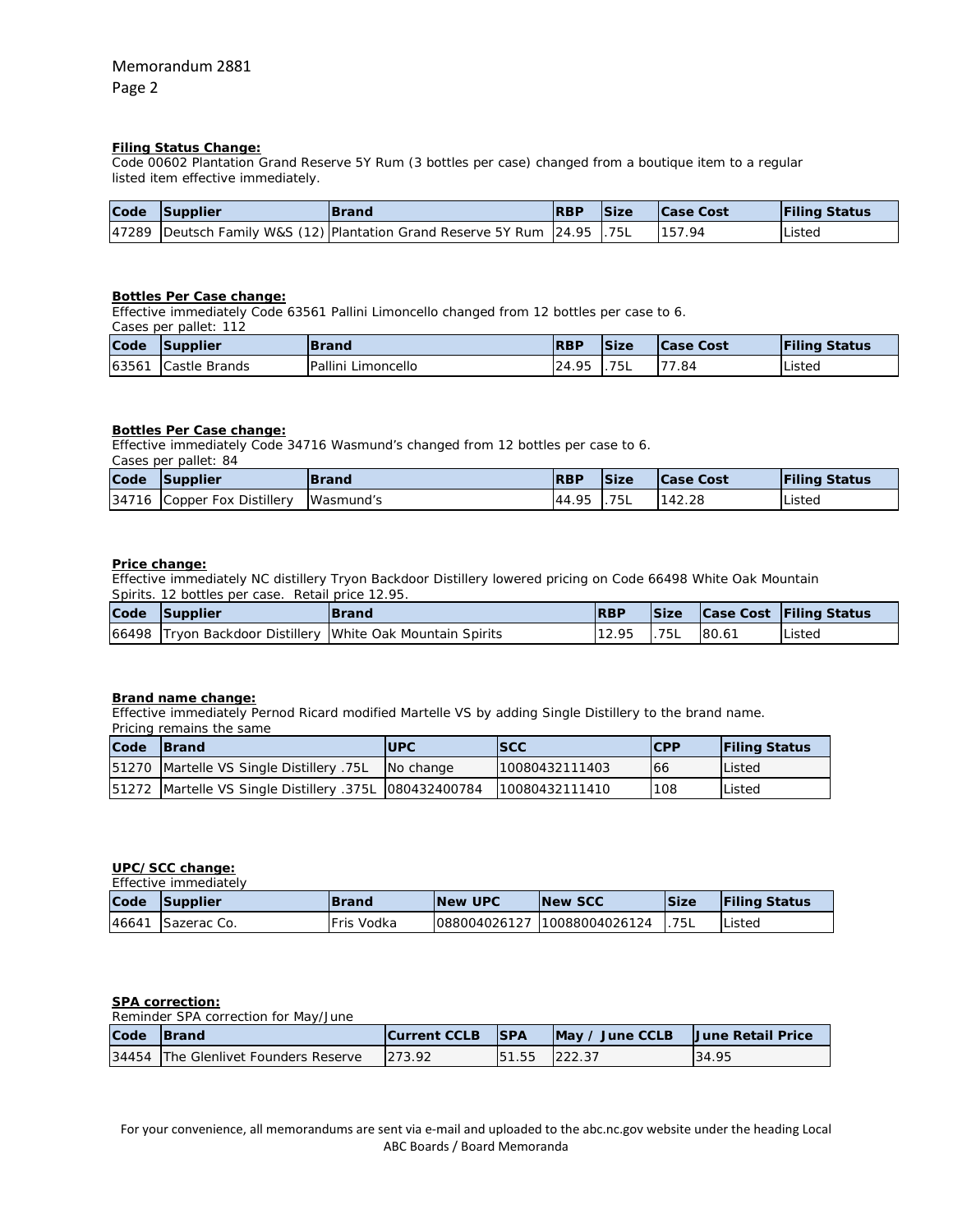Memorandum 2881
Page 2

**Filing Status Change:**

Code 00602 Plantation Grand Reserve 5Y Rum (3 bottles per case) changed from a boutique item to a regular listed item effective immediately.

| Code | Supplier | Brand | RBP | Size | Case Cost | Filing Status |
|---|---|---|---|---|---|---|
| 47289 | Deutsch Family W&S (12) | Plantation Grand Reserve 5Y Rum | 24.95 | .75L | 157.94 | Listed |

**Bottles Per Case change:**

Effective immediately Code 63561 Pallini Limoncello changed from 12 bottles per case to 6.
Cases per pallet: 112

| Code | Supplier | Brand | RBP | Size | Case Cost | Filing Status |
|---|---|---|---|---|---|---|
| 63561 | Castle Brands | Pallini Limoncello | 24.95 | .75L | 77.84 | Listed |

**Bottles Per Case change:**

Effective immediately Code 34716 Wasmund's changed from 12 bottles per case to 6.
Cases per pallet: 84

| Code | Supplier | Brand | RBP | Size | Case Cost | Filing Status |
|---|---|---|---|---|---|---|
| 34716 | Copper Fox Distillery | Wasmund's | 44.95 | .75L | 142.28 | Listed |

**Price change:**

Effective immediately NC distillery Tryon Backdoor Distillery lowered pricing on Code 66498 White Oak Mountain Spirits. 12 bottles per case. Retail price 12.95.

| Code | Supplier | Brand | RBP | Size | Case Cost | Filing Status |
|---|---|---|---|---|---|---|
| 66498 | Tryon Backdoor Distillery | White Oak Mountain Spirits | 12.95 | .75L | 80.61 | Listed |

**Brand name change:**

Effective immediately Pernod Ricard modified Martelle VS by adding Single Distillery to the brand name.
Pricing remains the same

| Code | Brand | UPC | SCC | CPP | Filing Status |
|---|---|---|---|---|---|
| 51270 | Martelle VS Single Distillery .75L | No change | 10080432111403 | 66 | Listed |
| 51272 | Martelle VS Single Distillery .375L | 080432400784 | 10080432111410 | 108 | Listed |

**UPC/SCC change:**

Effective immediately

| Code | Supplier | Brand | New UPC | New SCC | Size | Filing Status |
|---|---|---|---|---|---|---|
| 46641 | Sazerac Co. | Fris Vodka | 088004026127 | 10088004026124 | .75L | Listed |

**SPA correction:**

Reminder SPA correction for May/June

| Code | Brand | Current CCLB | SPA | May / June CCLB | June Retail Price |
|---|---|---|---|---|---|
| 34454 | The Glenlivet Founders Reserve | 273.92 | 51.55 | 222.37 | 34.95 |

For your convenience, all memorandums are sent via e-mail and uploaded to the abc.nc.gov website under the heading Local ABC Boards / Board Memoranda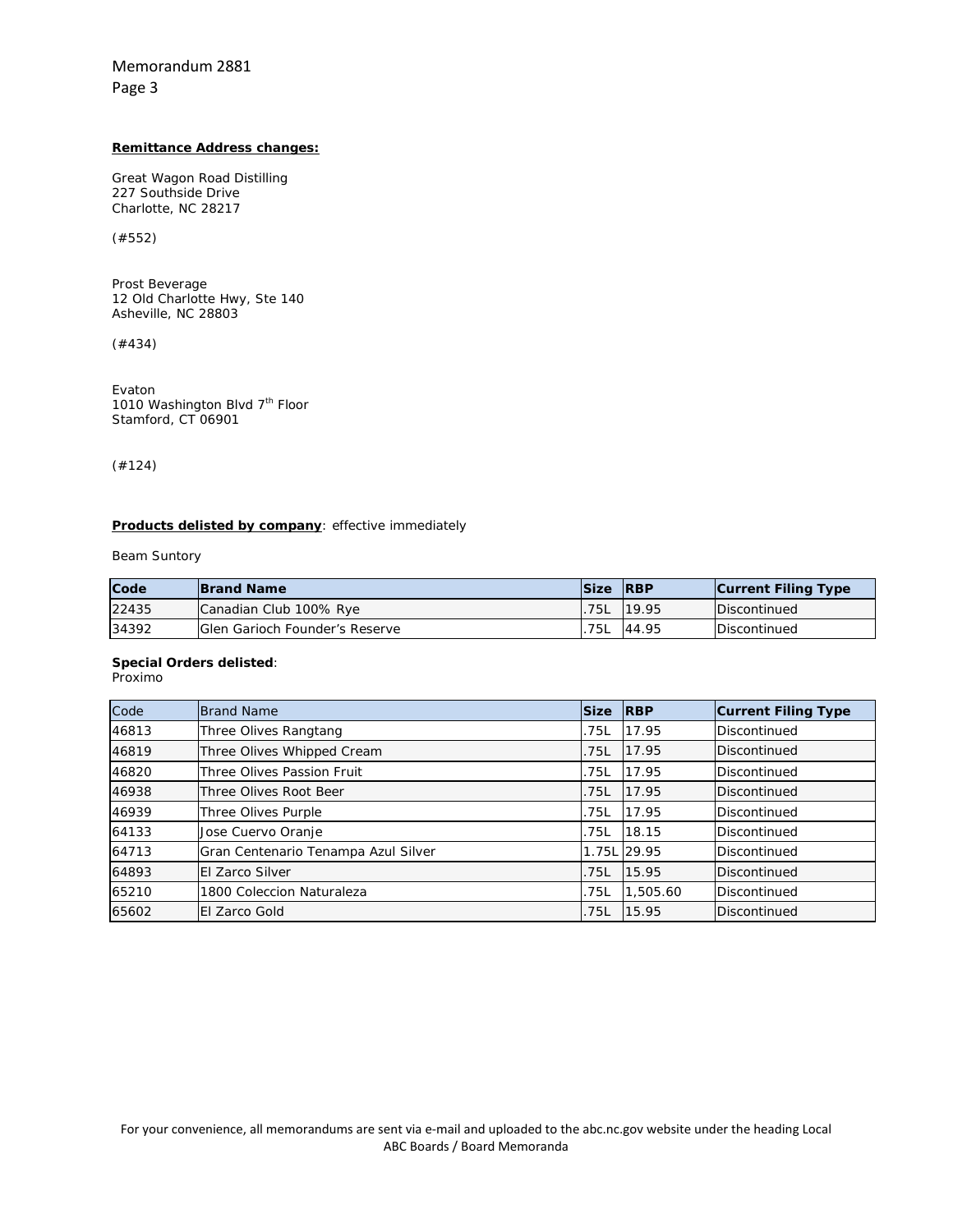**Remittance Address changes:**

Great Wagon Road Distilling
227 Southside Drive
Charlotte, NC 28217

(#552)

Prost Beverage
12 Old Charlotte Hwy, Ste 140
Asheville, NC 28803

(#434)

Evaton
1010 Washington Blvd 7th Floor
Stamford, CT 06901

(#124)

**Products delisted by company**: effective immediately

Beam Suntory

| Code | Brand Name | Size | RBP | Current Filing Type |
|---|---|---|---|---|
| 22435 | Canadian Club 100% Rye | .75L | 19.95 | Discontinued |
| 34392 | Glen Garioch Founder's Reserve | .75L | 44.95 | Discontinued |

**Special Orders delisted**:
Proximo

| Code | Brand Name | Size | RBP | Current Filing Type |
|---|---|---|---|---|
| 46813 | Three Olives Rangtang | .75L | 17.95 | Discontinued |
| 46819 | Three Olives Whipped Cream | .75L | 17.95 | Discontinued |
| 46820 | Three Olives Passion Fruit | .75L | 17.95 | Discontinued |
| 46938 | Three Olives Root Beer | .75L | 17.95 | Discontinued |
| 46939 | Three Olives Purple | .75L | 17.95 | Discontinued |
| 64133 | Jose Cuervo Oranje | .75L | 18.15 | Discontinued |
| 64713 | Gran Centenario Tenampa Azul Silver | 1.75L | 29.95 | Discontinued |
| 64893 | El Zarco Silver | .75L | 15.95 | Discontinued |
| 65210 | 1800 Coleccion Naturaleza | .75L | 1,505.60 | Discontinued |
| 65602 | El Zarco Gold | .75L | 15.95 | Discontinued |

For your convenience, all memorandums are sent via e-mail and uploaded to the abc.nc.gov website under the heading Local ABC Boards / Board Memoranda